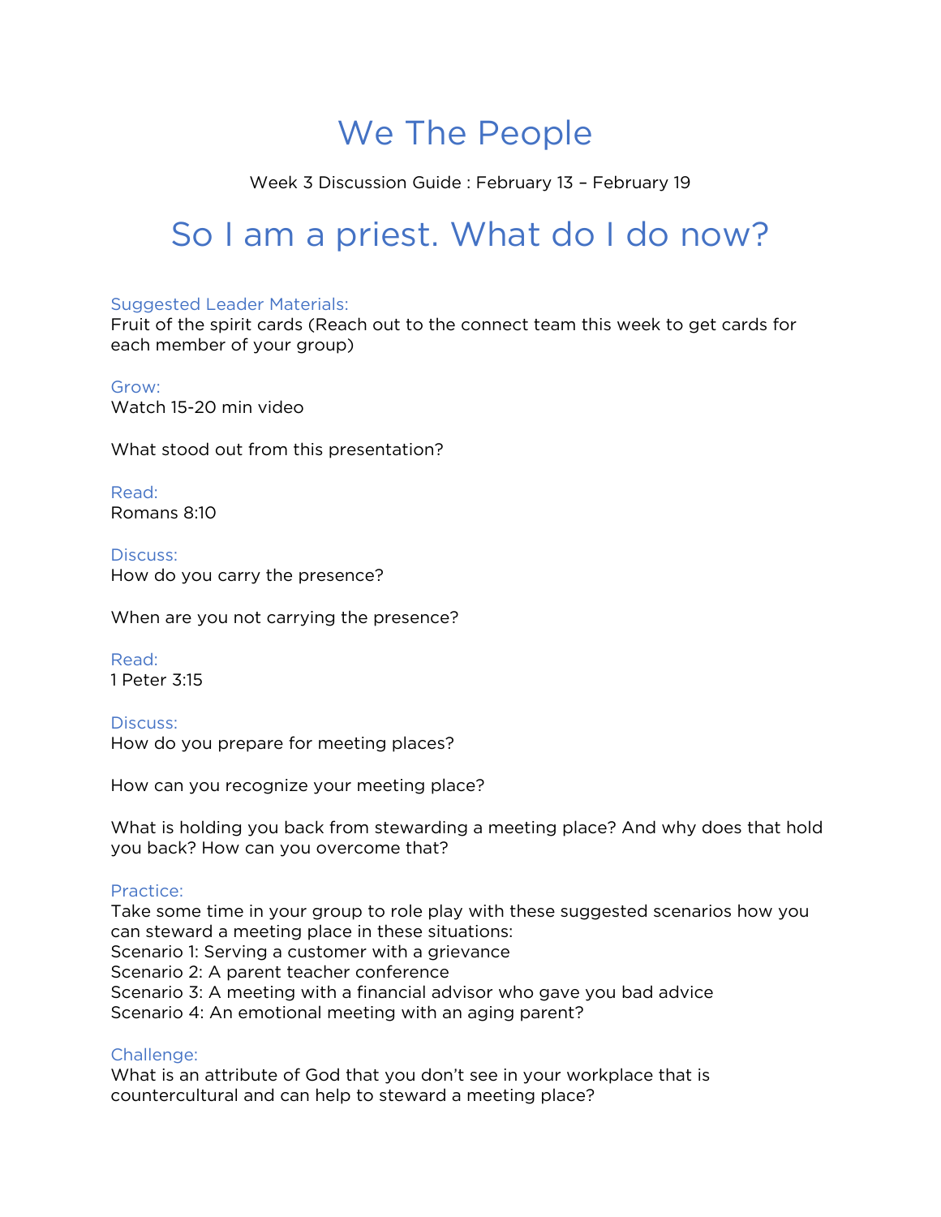# We The People

Week 3 Discussion Guide : February 13 – February 19

## So I am a priest. What do I do now?

### Suggested Leader Materials:

Fruit of the spirit cards (Reach out to the connect team this week to get cards for each member of your group)

### Grow:

Watch 15-20 min video

What stood out from this presentation?

### Read:

Romans 8:10

### Discuss:

How do you carry the presence?

When are you not carrying the presence?

### Read:

1 Peter 3:15

### Discuss:

How do you prepare for meeting places?

How can you recognize your meeting place?

What is holding you back from stewarding a meeting place? And why does that hold you back? How can you overcome that?

### Practice:

Take some time in your group to role play with these suggested scenarios how you can steward a meeting place in these situations:
Scenario 1: Serving a customer with a grievance
Scenario 2: A parent teacher conference
Scenario 3: A meeting with a financial advisor who gave you bad advice
Scenario 4: An emotional meeting with an aging parent?

### Challenge:

What is an attribute of God that you don't see in your workplace that is countercultural and can help to steward a meeting place?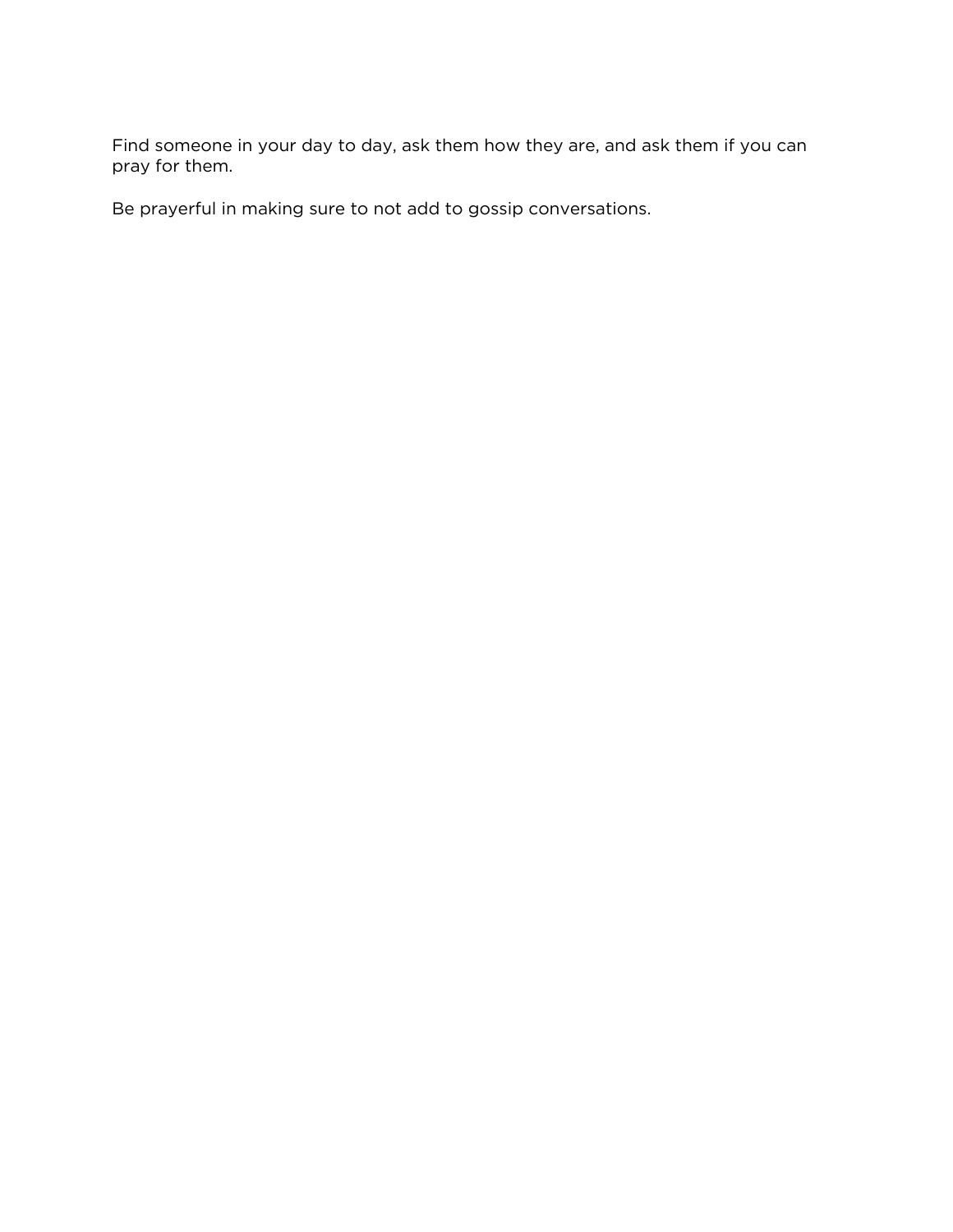Find someone in your day to day, ask them how they are, and ask them if you can pray for them.

Be prayerful in making sure to not add to gossip conversations.